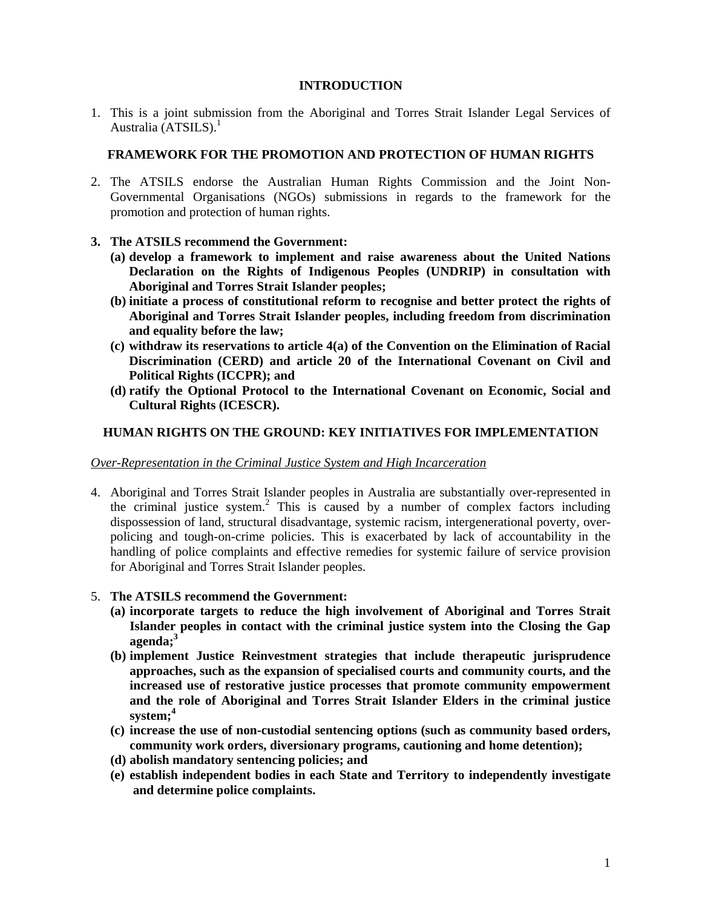## INTRODUCTION

1. This is a joint submission from the Aboriginal and Torres Strait Islander Legal Services of Australia (ATSILS).[1]

## FRAMEWORK FOR THE PROMOTION AND PROTECTION OF HUMAN RIGHTS

2. The ATSILS endorse the Australian Human Rights Commission and the Joint Non-Governmental Organisations (NGOs) submissions in regards to the framework for the promotion and protection of human rights.

3. **The ATSILS recommend the Government:**
   **(a) develop a framework to implement and raise awareness about the United Nations Declaration on the Rights of Indigenous Peoples (UNDRIP) in consultation with Aboriginal and Torres Strait Islander peoples;**
   **(b) initiate a process of constitutional reform to recognise and better protect the rights of Aboriginal and Torres Strait Islander peoples, including freedom from discrimination and equality before the law;**
   **(c) withdraw its reservations to article 4(a) of the Convention on the Elimination of Racial Discrimination (CERD) and article 20 of the International Covenant on Civil and Political Rights (ICCPR); and**
   **(d) ratify the Optional Protocol to the International Covenant on Economic, Social and Cultural Rights (ICESCR).**

## HUMAN RIGHTS ON THE GROUND: KEY INITIATIVES FOR IMPLEMENTATION

*Over-Representation in the Criminal Justice System and High Incarceration*

4. Aboriginal and Torres Strait Islander peoples in Australia are substantially over-represented in the criminal justice system.[2] This is caused by a number of complex factors including dispossession of land, structural disadvantage, systemic racism, intergenerational poverty, over-policing and tough-on-crime policies. This is exacerbated by lack of accountability in the handling of police complaints and effective remedies for systemic failure of service provision for Aboriginal and Torres Strait Islander peoples.

5. **The ATSILS recommend the Government:**
   **(a) incorporate targets to reduce the high involvement of Aboriginal and Torres Strait Islander peoples in contact with the criminal justice system into the Closing the Gap agenda;[3]**
   **(b) implement Justice Reinvestment strategies that include therapeutic jurisprudence approaches, such as the expansion of specialised courts and community courts, and the increased use of restorative justice processes that promote community empowerment and the role of Aboriginal and Torres Strait Islander Elders in the criminal justice system;[4]**
   **(c) increase the use of non-custodial sentencing options (such as community based orders, community work orders, diversionary programs, cautioning and home detention);**
   **(d) abolish mandatory sentencing policies; and**
   **(e) establish independent bodies in each State and Territory to independently investigate and determine police complaints.**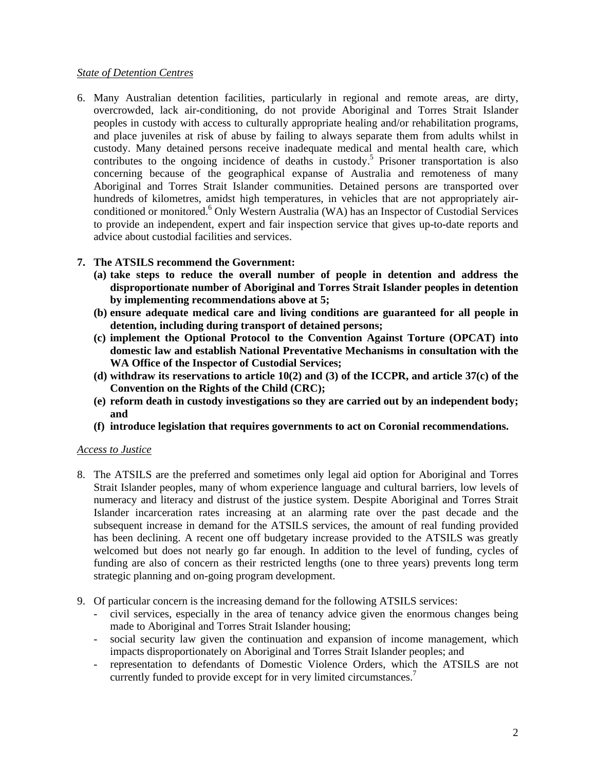*State of Detention Centres*

6. Many Australian detention facilities, particularly in regional and remote areas, are dirty, overcrowded, lack air-conditioning, do not provide Aboriginal and Torres Strait Islander peoples in custody with access to culturally appropriate healing and/or rehabilitation programs, and place juveniles at risk of abuse by failing to always separate them from adults whilst in custody. Many detained persons receive inadequate medical and mental health care, which contributes to the ongoing incidence of deaths in custody.[5] Prisoner transportation is also concerning because of the geographical expanse of Australia and remoteness of many Aboriginal and Torres Strait Islander communities. Detained persons are transported over hundreds of kilometres, amidst high temperatures, in vehicles that are not appropriately air-conditioned or monitored.[6] Only Western Australia (WA) has an Inspector of Custodial Services to provide an independent, expert and fair inspection service that gives up-to-date reports and advice about custodial facilities and services.

7. **The ATSILS recommend the Government:**
   - **(a) take steps to reduce the overall number of people in detention and address the disproportionate number of Aboriginal and Torres Strait Islander peoples in detention by implementing recommendations above at 5;**
   - **(b) ensure adequate medical care and living conditions are guaranteed for all people in detention, including during transport of detained persons;**
   - **(c) implement the Optional Protocol to the Convention Against Torture (OPCAT) into domestic law and establish National Preventative Mechanisms in consultation with the WA Office of the Inspector of Custodial Services;**
   - **(d) withdraw its reservations to article 10(2) and (3) of the ICCPR, and article 37(c) of the Convention on the Rights of the Child (CRC);**
   - **(e) reform death in custody investigations so they are carried out by an independent body; and**
   - **(f) introduce legislation that requires governments to act on Coronial recommendations.**

*Access to Justice*

8. The ATSILS are the preferred and sometimes only legal aid option for Aboriginal and Torres Strait Islander peoples, many of whom experience language and cultural barriers, low levels of numeracy and literacy and distrust of the justice system. Despite Aboriginal and Torres Strait Islander incarceration rates increasing at an alarming rate over the past decade and the subsequent increase in demand for the ATSILS services, the amount of real funding provided has been declining. A recent one off budgetary increase provided to the ATSILS was greatly welcomed but does not nearly go far enough. In addition to the level of funding, cycles of funding are also of concern as their restricted lengths (one to three years) prevents long term strategic planning and on-going program development.

9. Of particular concern is the increasing demand for the following ATSILS services:
   - civil services, especially in the area of tenancy advice given the enormous changes being made to Aboriginal and Torres Strait Islander housing;
   - social security law given the continuation and expansion of income management, which impacts disproportionately on Aboriginal and Torres Strait Islander peoples; and
   - representation to defendants of Domestic Violence Orders, which the ATSILS are not currently funded to provide except for in very limited circumstances.[7]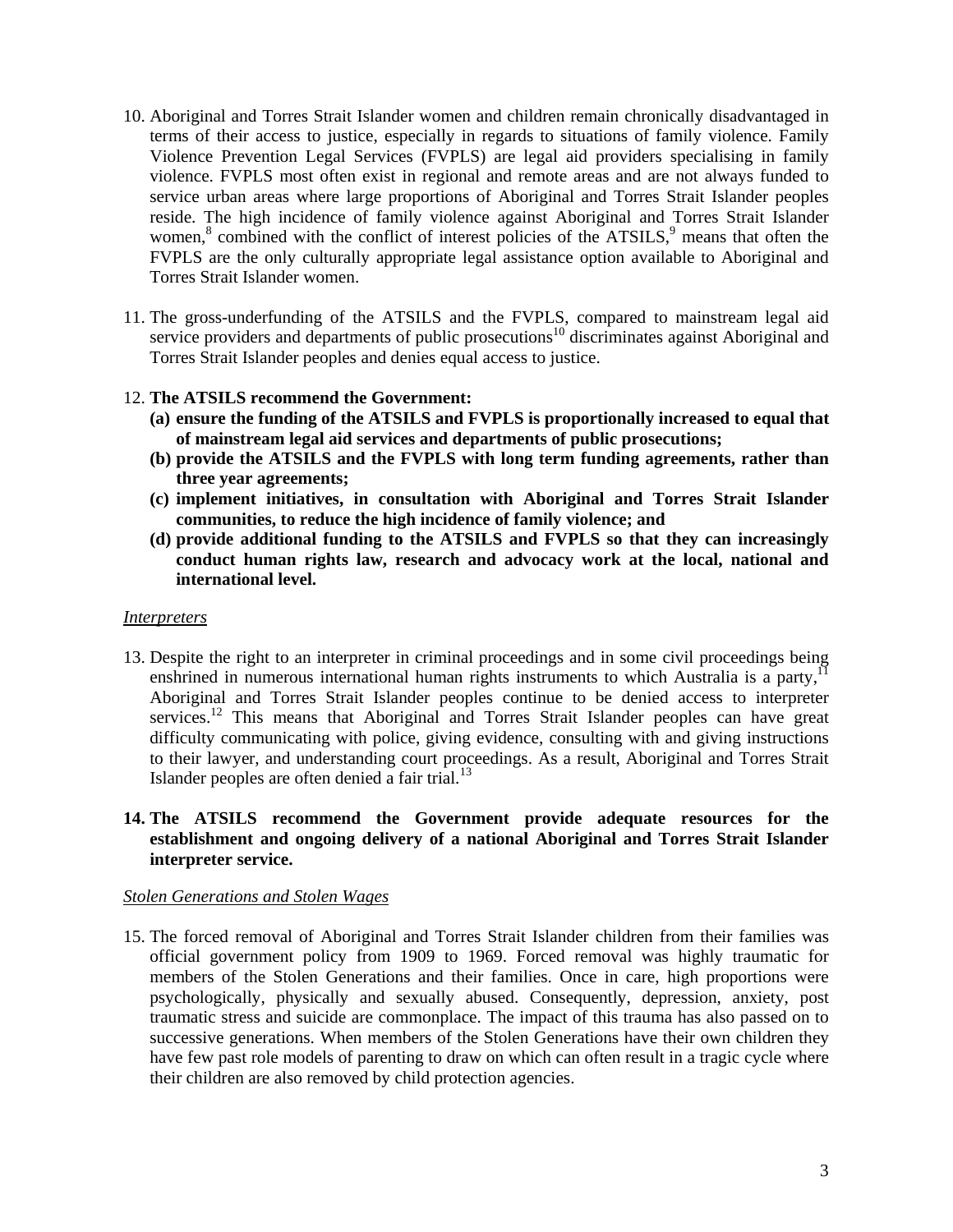10. Aboriginal and Torres Strait Islander women and children remain chronically disadvantaged in terms of their access to justice, especially in regards to situations of family violence. Family Violence Prevention Legal Services (FVPLS) are legal aid providers specialising in family violence. FVPLS most often exist in regional and remote areas and are not always funded to service urban areas where large proportions of Aboriginal and Torres Strait Islander peoples reside. The high incidence of family violence against Aboriginal and Torres Strait Islander women,[8] combined with the conflict of interest policies of the ATSILS,[9] means that often the FVPLS are the only culturally appropriate legal assistance option available to Aboriginal and Torres Strait Islander women.

11. The gross-underfunding of the ATSILS and the FVPLS, compared to mainstream legal aid service providers and departments of public prosecutions[10] discriminates against Aboriginal and Torres Strait Islander peoples and denies equal access to justice.

12. **The ATSILS recommend the Government:**
    **(a) ensure the funding of the ATSILS and FVPLS is proportionally increased to equal that of mainstream legal aid services and departments of public prosecutions;**
    **(b) provide the ATSILS and the FVPLS with long term funding agreements, rather than three year agreements;**
    **(c) implement initiatives, in consultation with Aboriginal and Torres Strait Islander communities, to reduce the high incidence of family violence; and**
    **(d) provide additional funding to the ATSILS and FVPLS so that they can increasingly conduct human rights law, research and advocacy work at the local, national and international level.**

*Interpreters*

13. Despite the right to an interpreter in criminal proceedings and in some civil proceedings being enshrined in numerous international human rights instruments to which Australia is a party,[11] Aboriginal and Torres Strait Islander peoples continue to be denied access to interpreter services.[12] This means that Aboriginal and Torres Strait Islander peoples can have great difficulty communicating with police, giving evidence, consulting with and giving instructions to their lawyer, and understanding court proceedings. As a result, Aboriginal and Torres Strait Islander peoples are often denied a fair trial.[13]

14. **The ATSILS recommend the Government provide adequate resources for the establishment and ongoing delivery of a national Aboriginal and Torres Strait Islander interpreter service.**

*Stolen Generations and Stolen Wages*

15. The forced removal of Aboriginal and Torres Strait Islander children from their families was official government policy from 1909 to 1969. Forced removal was highly traumatic for members of the Stolen Generations and their families. Once in care, high proportions were psychologically, physically and sexually abused. Consequently, depression, anxiety, post traumatic stress and suicide are commonplace. The impact of this trauma has also passed on to successive generations. When members of the Stolen Generations have their own children they have few past role models of parenting to draw on which can often result in a tragic cycle where their children are also removed by child protection agencies.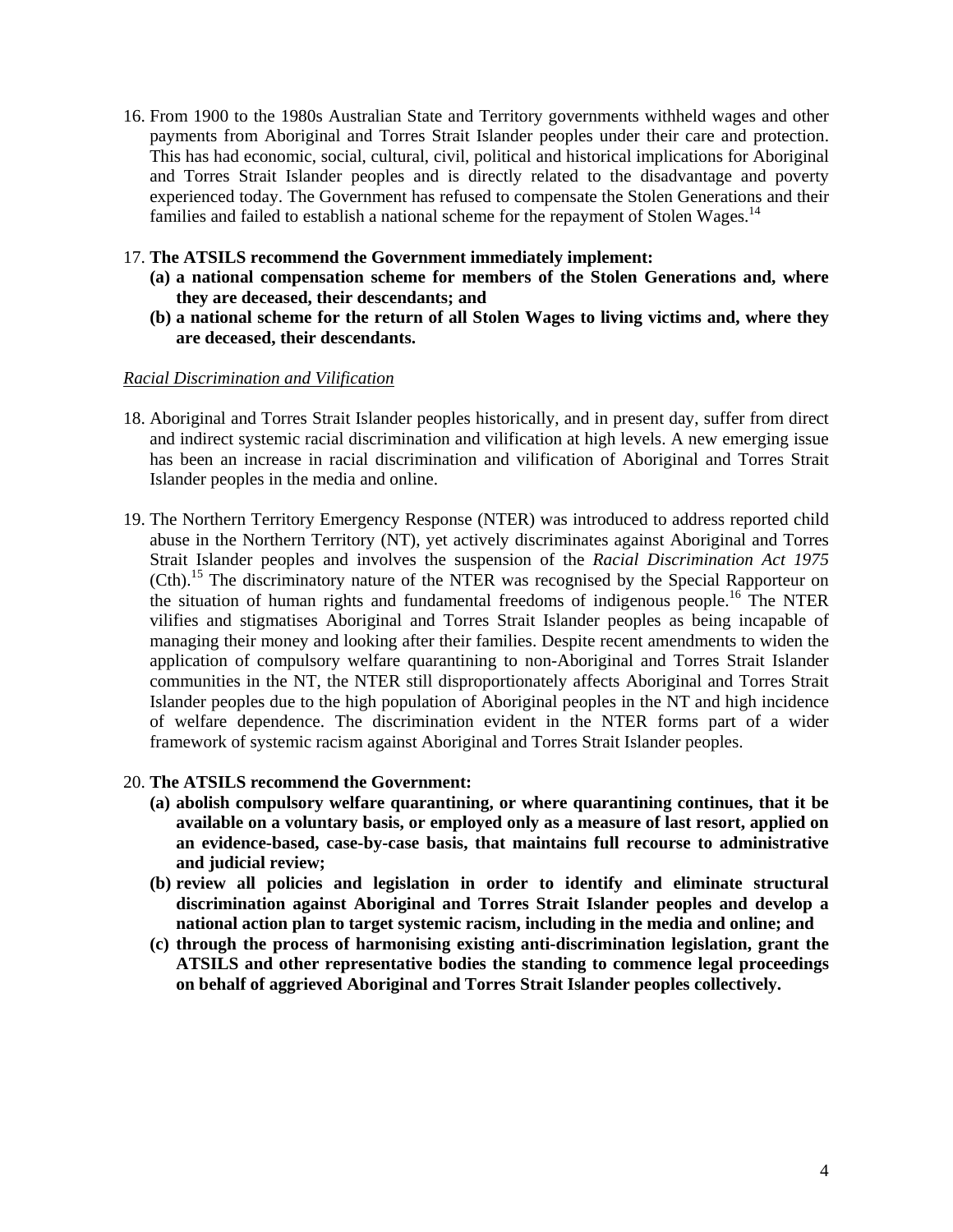16. From 1900 to the 1980s Australian State and Territory governments withheld wages and other payments from Aboriginal and Torres Strait Islander peoples under their care and protection. This has had economic, social, cultural, civil, political and historical implications for Aboriginal and Torres Strait Islander peoples and is directly related to the disadvantage and poverty experienced today. The Government has refused to compensate the Stolen Generations and their families and failed to establish a national scheme for the repayment of Stolen Wages.[14]

17. **The ATSILS recommend the Government immediately implement:**
    **(a) a national compensation scheme for members of the Stolen Generations and, where they are deceased, their descendants; and**
    **(b) a national scheme for the return of all Stolen Wages to living victims and, where they are deceased, their descendants.**

*Racial Discrimination and Vilification*

18. Aboriginal and Torres Strait Islander peoples historically, and in present day, suffer from direct and indirect systemic racial discrimination and vilification at high levels. A new emerging issue has been an increase in racial discrimination and vilification of Aboriginal and Torres Strait Islander peoples in the media and online.

19. The Northern Territory Emergency Response (NTER) was introduced to address reported child abuse in the Northern Territory (NT), yet actively discriminates against Aboriginal and Torres Strait Islander peoples and involves the suspension of the *Racial Discrimination Act 1975* (Cth).[15] The discriminatory nature of the NTER was recognised by the Special Rapporteur on the situation of human rights and fundamental freedoms of indigenous people.[16] The NTER vilifies and stigmatises Aboriginal and Torres Strait Islander peoples as being incapable of managing their money and looking after their families. Despite recent amendments to widen the application of compulsory welfare quarantining to non-Aboriginal and Torres Strait Islander communities in the NT, the NTER still disproportionately affects Aboriginal and Torres Strait Islander peoples due to the high population of Aboriginal peoples in the NT and high incidence of welfare dependence. The discrimination evident in the NTER forms part of a wider framework of systemic racism against Aboriginal and Torres Strait Islander peoples.

20. **The ATSILS recommend the Government:**
    **(a) abolish compulsory welfare quarantining, or where quarantining continues, that it be available on a voluntary basis, or employed only as a measure of last resort, applied on an evidence-based, case-by-case basis, that maintains full recourse to administrative and judicial review;**
    **(b) review all policies and legislation in order to identify and eliminate structural discrimination against Aboriginal and Torres Strait Islander peoples and develop a national action plan to target systemic racism, including in the media and online; and**
    **(c) through the process of harmonising existing anti-discrimination legislation, grant the ATSILS and other representative bodies the standing to commence legal proceedings on behalf of aggrieved Aboriginal and Torres Strait Islander peoples collectively.**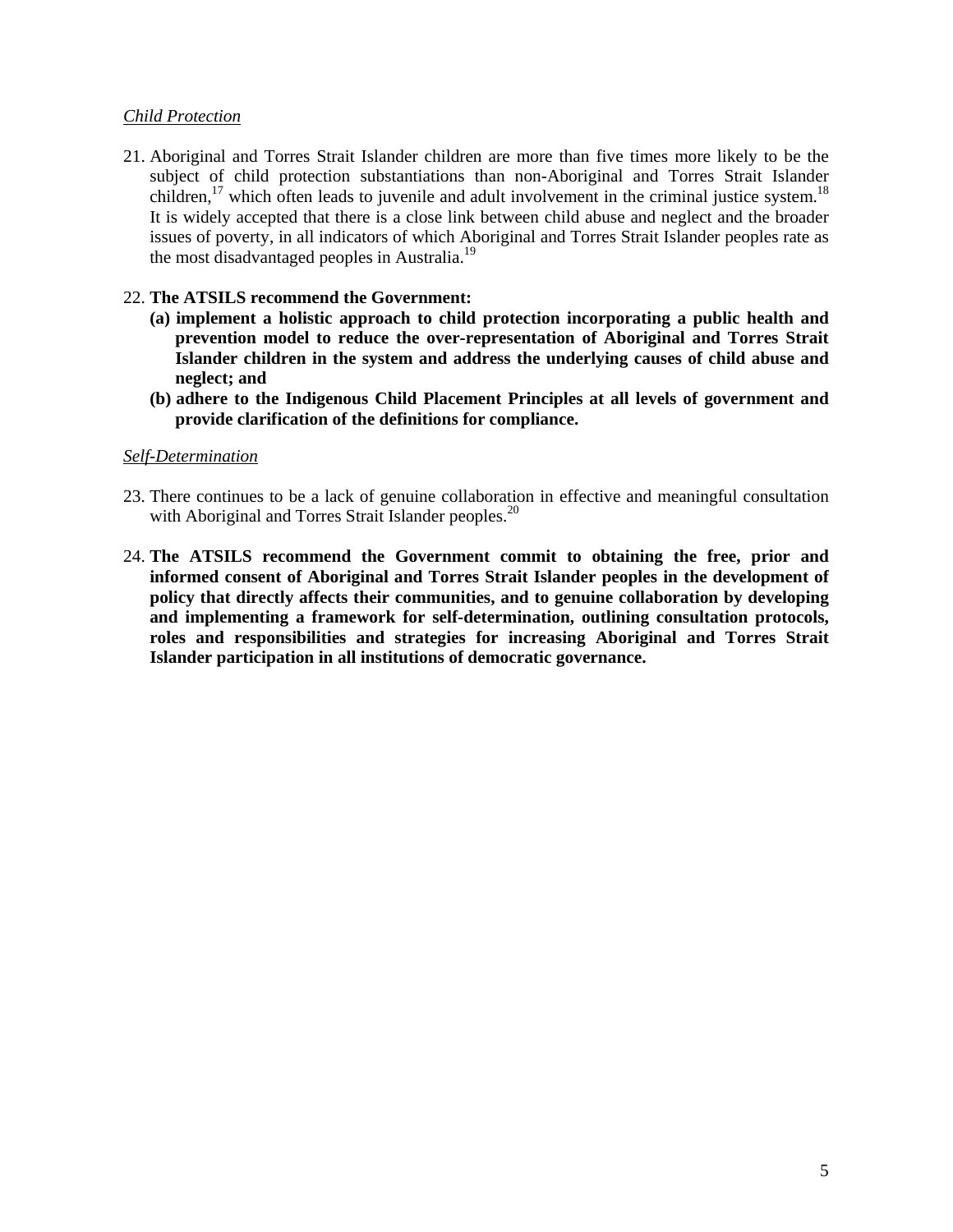*Child Protection*

21. Aboriginal and Torres Strait Islander children are more than five times more likely to be the subject of child protection substantiations than non-Aboriginal and Torres Strait Islander children,[17] which often leads to juvenile and adult involvement in the criminal justice system.[18] It is widely accepted that there is a close link between child abuse and neglect and the broader issues of poverty, in all indicators of which Aboriginal and Torres Strait Islander peoples rate as the most disadvantaged peoples in Australia.[19]

22. **The ATSILS recommend the Government:**
    **(a) implement a holistic approach to child protection incorporating a public health and prevention model to reduce the over-representation of Aboriginal and Torres Strait Islander children in the system and address the underlying causes of child abuse and neglect; and**
    **(b) adhere to the Indigenous Child Placement Principles at all levels of government and provide clarification of the definitions for compliance.**

*Self-Determination*

23. There continues to be a lack of genuine collaboration in effective and meaningful consultation with Aboriginal and Torres Strait Islander peoples.[20]

24. **The ATSILS recommend the Government commit to obtaining the free, prior and informed consent of Aboriginal and Torres Strait Islander peoples in the development of policy that directly affects their communities, and to genuine collaboration by developing and implementing a framework for self-determination, outlining consultation protocols, roles and responsibilities and strategies for increasing Aboriginal and Torres Strait Islander participation in all institutions of democratic governance.**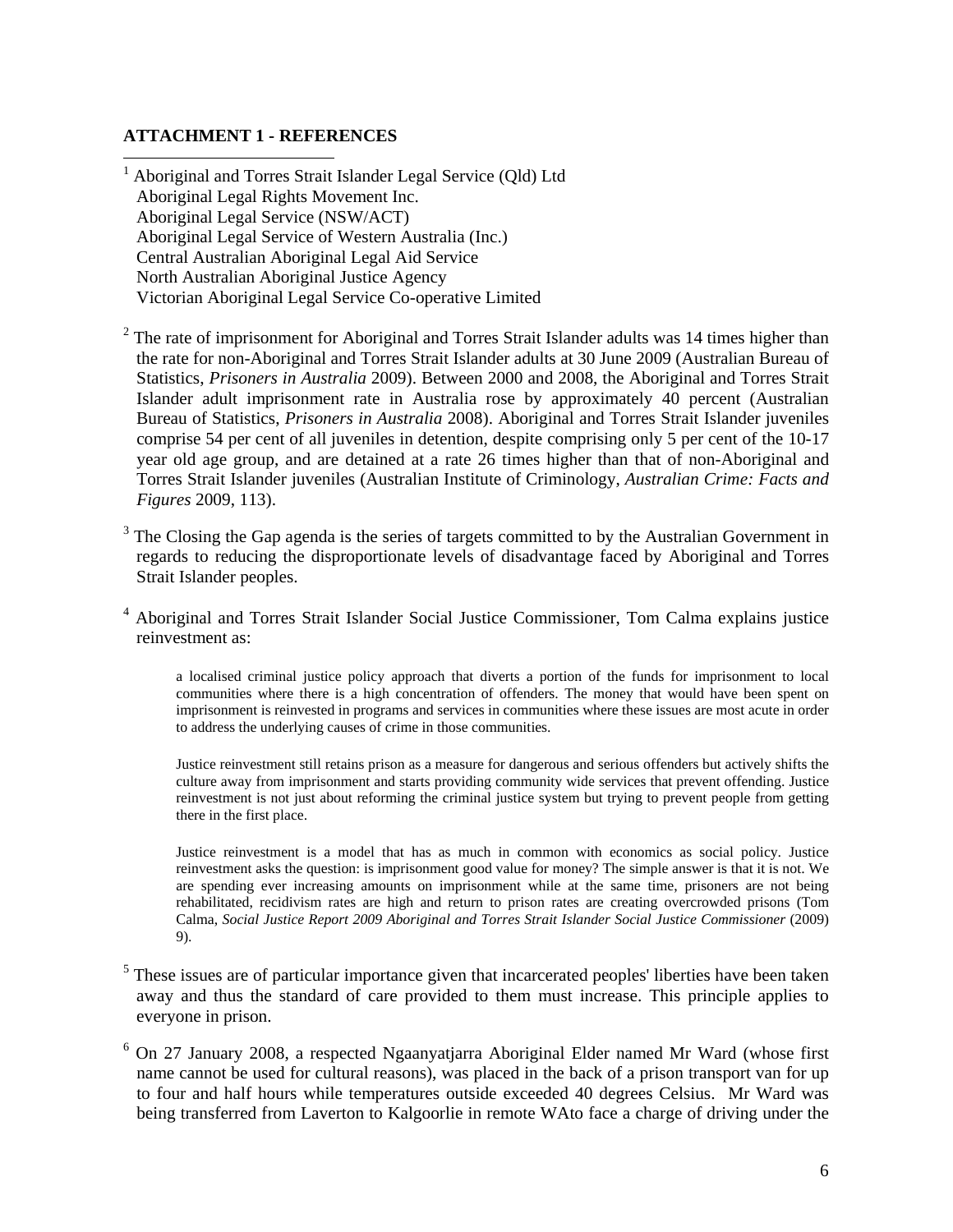**ATTACHMENT 1 - REFERENCES**

[1] Aboriginal and Torres Strait Islander Legal Service (Qld) Ltd
Aboriginal Legal Rights Movement Inc.
Aboriginal Legal Service (NSW/ACT)
Aboriginal Legal Service of Western Australia (Inc.)
Central Australian Aboriginal Legal Aid Service
North Australian Aboriginal Justice Agency
Victorian Aboriginal Legal Service Co-operative Limited

[2] The rate of imprisonment for Aboriginal and Torres Strait Islander adults was 14 times higher than the rate for non-Aboriginal and Torres Strait Islander adults at 30 June 2009 (Australian Bureau of Statistics, *Prisoners in Australia* 2009). Between 2000 and 2008, the Aboriginal and Torres Strait Islander adult imprisonment rate in Australia rose by approximately 40 percent (Australian Bureau of Statistics, *Prisoners in Australia* 2008). Aboriginal and Torres Strait Islander juveniles comprise 54 per cent of all juveniles in detention, despite comprising only 5 per cent of the 10-17 year old age group, and are detained at a rate 26 times higher than that of non-Aboriginal and Torres Strait Islander juveniles (Australian Institute of Criminology, *Australian Crime: Facts and Figures* 2009, 113).

[3] The Closing the Gap agenda is the series of targets committed to by the Australian Government in regards to reducing the disproportionate levels of disadvantage faced by Aboriginal and Torres Strait Islander peoples.

[4] Aboriginal and Torres Strait Islander Social Justice Commissioner, Tom Calma explains justice reinvestment as:

> a localised criminal justice policy approach that diverts a portion of the funds for imprisonment to local communities where there is a high concentration of offenders. The money that would have been spent on imprisonment is reinvested in programs and services in communities where these issues are most acute in order to address the underlying causes of crime in those communities.
>
> Justice reinvestment still retains prison as a measure for dangerous and serious offenders but actively shifts the culture away from imprisonment and starts providing community wide services that prevent offending. Justice reinvestment is not just about reforming the criminal justice system but trying to prevent people from getting there in the first place.
>
> Justice reinvestment is a model that has as much in common with economics as social policy. Justice reinvestment asks the question: is imprisonment good value for money? The simple answer is that it is not. We are spending ever increasing amounts on imprisonment while at the same time, prisoners are not being rehabilitated, recidivism rates are high and return to prison rates are creating overcrowded prisons (Tom Calma, *Social Justice Report 2009 Aboriginal and Torres Strait Islander Social Justice Commissioner* (2009) 9).

[5] These issues are of particular importance given that incarcerated peoples' liberties have been taken away and thus the standard of care provided to them must increase. This principle applies to everyone in prison.

[6] On 27 January 2008, a respected Ngaanyatjarra Aboriginal Elder named Mr Ward (whose first name cannot be used for cultural reasons), was placed in the back of a prison transport van for up to four and half hours while temperatures outside exceeded 40 degrees Celsius. Mr Ward was being transferred from Laverton to Kalgoorlie in remote WAto face a charge of driving under the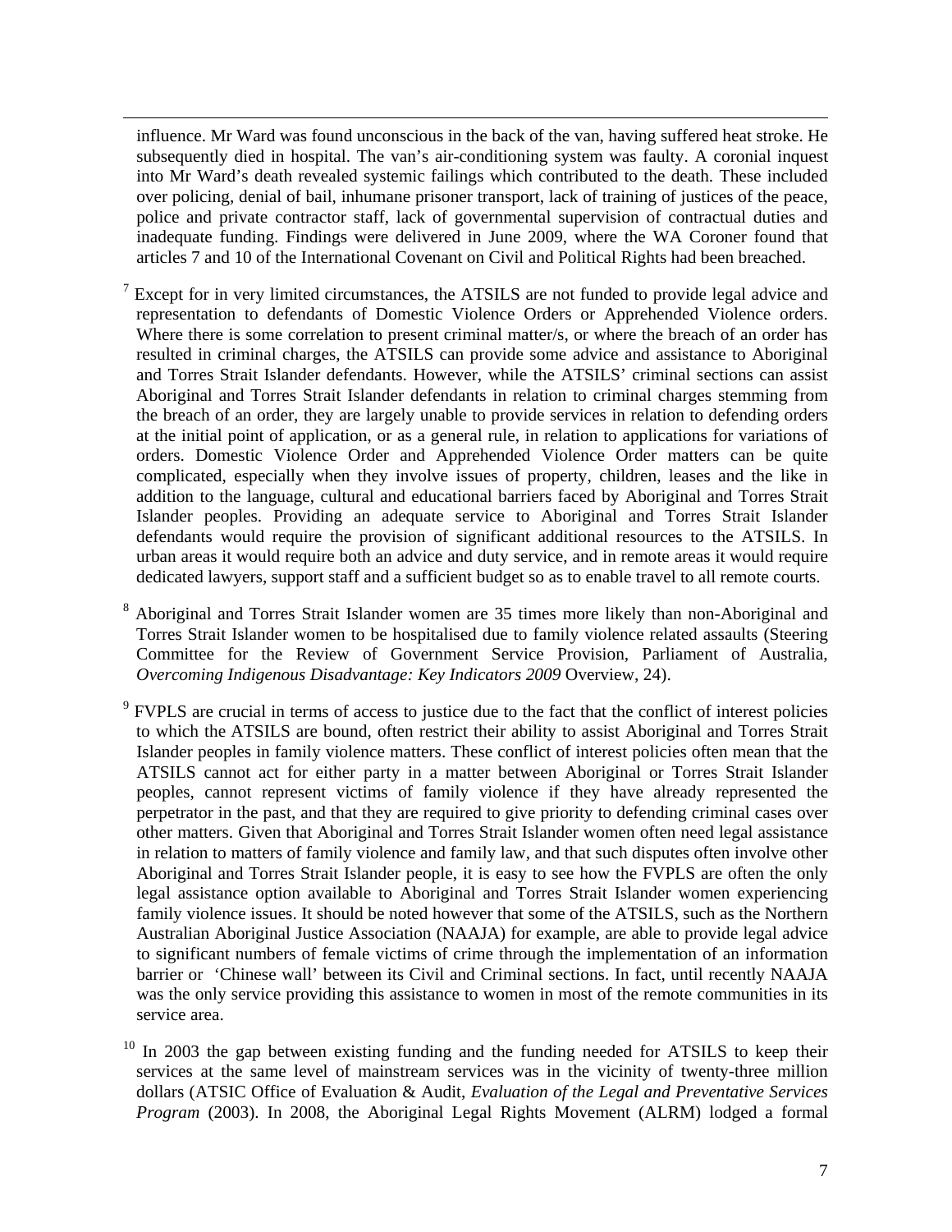influence. Mr Ward was found unconscious in the back of the van, having suffered heat stroke. He subsequently died in hospital. The van's air-conditioning system was faulty. A coronial inquest into Mr Ward's death revealed systemic failings which contributed to the death. These included over policing, denial of bail, inhumane prisoner transport, lack of training of justices of the peace, police and private contractor staff, lack of governmental supervision of contractual duties and inadequate funding. Findings were delivered in June 2009, where the WA Coroner found that articles 7 and 10 of the International Covenant on Civil and Political Rights had been breached.

[7] Except for in very limited circumstances, the ATSILS are not funded to provide legal advice and representation to defendants of Domestic Violence Orders or Apprehended Violence orders. Where there is some correlation to present criminal matter/s, or where the breach of an order has resulted in criminal charges, the ATSILS can provide some advice and assistance to Aboriginal and Torres Strait Islander defendants. However, while the ATSILS' criminal sections can assist Aboriginal and Torres Strait Islander defendants in relation to criminal charges stemming from the breach of an order, they are largely unable to provide services in relation to defending orders at the initial point of application, or as a general rule, in relation to applications for variations of orders. Domestic Violence Order and Apprehended Violence Order matters can be quite complicated, especially when they involve issues of property, children, leases and the like in addition to the language, cultural and educational barriers faced by Aboriginal and Torres Strait Islander peoples. Providing an adequate service to Aboriginal and Torres Strait Islander defendants would require the provision of significant additional resources to the ATSILS. In urban areas it would require both an advice and duty service, and in remote areas it would require dedicated lawyers, support staff and a sufficient budget so as to enable travel to all remote courts.

[8] Aboriginal and Torres Strait Islander women are 35 times more likely than non-Aboriginal and Torres Strait Islander women to be hospitalised due to family violence related assaults (Steering Committee for the Review of Government Service Provision, Parliament of Australia, *Overcoming Indigenous Disadvantage: Key Indicators 2009* Overview, 24).

[9] FVPLS are crucial in terms of access to justice due to the fact that the conflict of interest policies to which the ATSILS are bound, often restrict their ability to assist Aboriginal and Torres Strait Islander peoples in family violence matters. These conflict of interest policies often mean that the ATSILS cannot act for either party in a matter between Aboriginal or Torres Strait Islander peoples, cannot represent victims of family violence if they have already represented the perpetrator in the past, and that they are required to give priority to defending criminal cases over other matters. Given that Aboriginal and Torres Strait Islander women often need legal assistance in relation to matters of family violence and family law, and that such disputes often involve other Aboriginal and Torres Strait Islander people, it is easy to see how the FVPLS are often the only legal assistance option available to Aboriginal and Torres Strait Islander women experiencing family violence issues. It should be noted however that some of the ATSILS, such as the Northern Australian Aboriginal Justice Association (NAAJA) for example, are able to provide legal advice to significant numbers of female victims of crime through the implementation of an information barrier or 'Chinese wall' between its Civil and Criminal sections. In fact, until recently NAAJA was the only service providing this assistance to women in most of the remote communities in its service area.

[10] In 2003 the gap between existing funding and the funding needed for ATSILS to keep their services at the same level of mainstream services was in the vicinity of twenty-three million dollars (ATSIC Office of Evaluation & Audit, *Evaluation of the Legal and Preventative Services Program* (2003). In 2008, the Aboriginal Legal Rights Movement (ALRM) lodged a formal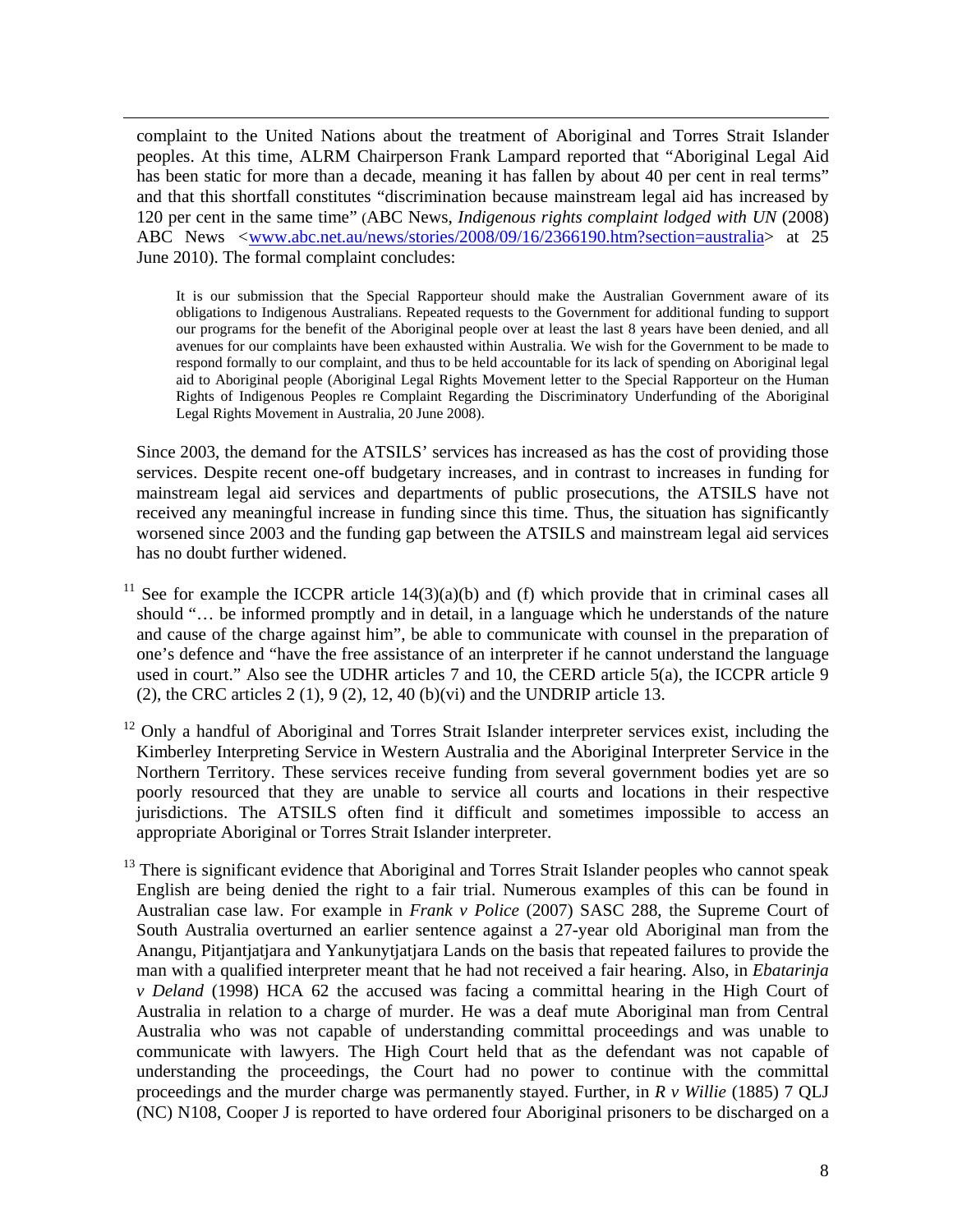complaint to the United Nations about the treatment of Aboriginal and Torres Strait Islander peoples. At this time, ALRM Chairperson Frank Lampard reported that "Aboriginal Legal Aid has been static for more than a decade, meaning it has fallen by about 40 per cent in real terms" and that this shortfall constitutes "discrimination because mainstream legal aid has increased by 120 per cent in the same time" (ABC News, *Indigenous rights complaint lodged with UN* (2008) ABC News <www.abc.net.au/news/stories/2008/09/16/2366190.htm?section=australia> at 25 June 2010). The formal complaint concludes:

> It is our submission that the Special Rapporteur should make the Australian Government aware of its obligations to Indigenous Australians. Repeated requests to the Government for additional funding to support our programs for the benefit of the Aboriginal people over at least the last 8 years have been denied, and all avenues for our complaints have been exhausted within Australia. We wish for the Government to be made to respond formally to our complaint, and thus to be held accountable for its lack of spending on Aboriginal legal aid to Aboriginal people (Aboriginal Legal Rights Movement letter to the Special Rapporteur on the Human Rights of Indigenous Peoples re Complaint Regarding the Discriminatory Underfunding of the Aboriginal Legal Rights Movement in Australia, 20 June 2008).

Since 2003, the demand for the ATSILS' services has increased as has the cost of providing those services. Despite recent one-off budgetary increases, and in contrast to increases in funding for mainstream legal aid services and departments of public prosecutions, the ATSILS have not received any meaningful increase in funding since this time. Thus, the situation has significantly worsened since 2003 and the funding gap between the ATSILS and mainstream legal aid services has no doubt further widened.

[11] See for example the ICCPR article 14(3)(a)(b) and (f) which provide that in criminal cases all should "… be informed promptly and in detail, in a language which he understands of the nature and cause of the charge against him", be able to communicate with counsel in the preparation of one's defence and "have the free assistance of an interpreter if he cannot understand the language used in court." Also see the UDHR articles 7 and 10, the CERD article 5(a), the ICCPR article 9 (2), the CRC articles 2 (1), 9 (2), 12, 40 (b)(vi) and the UNDRIP article 13.

[12] Only a handful of Aboriginal and Torres Strait Islander interpreter services exist, including the Kimberley Interpreting Service in Western Australia and the Aboriginal Interpreter Service in the Northern Territory. These services receive funding from several government bodies yet are so poorly resourced that they are unable to service all courts and locations in their respective jurisdictions. The ATSILS often find it difficult and sometimes impossible to access an appropriate Aboriginal or Torres Strait Islander interpreter.

[13] There is significant evidence that Aboriginal and Torres Strait Islander peoples who cannot speak English are being denied the right to a fair trial. Numerous examples of this can be found in Australian case law. For example in *Frank v Police* (2007) SASC 288, the Supreme Court of South Australia overturned an earlier sentence against a 27-year old Aboriginal man from the Anangu, Pitjantjatjara and Yankunytjatjara Lands on the basis that repeated failures to provide the man with a qualified interpreter meant that he had not received a fair hearing. Also, in *Ebatarinja v Deland* (1998) HCA 62 the accused was facing a committal hearing in the High Court of Australia in relation to a charge of murder. He was a deaf mute Aboriginal man from Central Australia who was not capable of understanding committal proceedings and was unable to communicate with lawyers. The High Court held that as the defendant was not capable of understanding the proceedings, the Court had no power to continue with the committal proceedings and the murder charge was permanently stayed. Further, in *R v Willie* (1885) 7 QLJ (NC) N108, Cooper J is reported to have ordered four Aboriginal prisoners to be discharged on a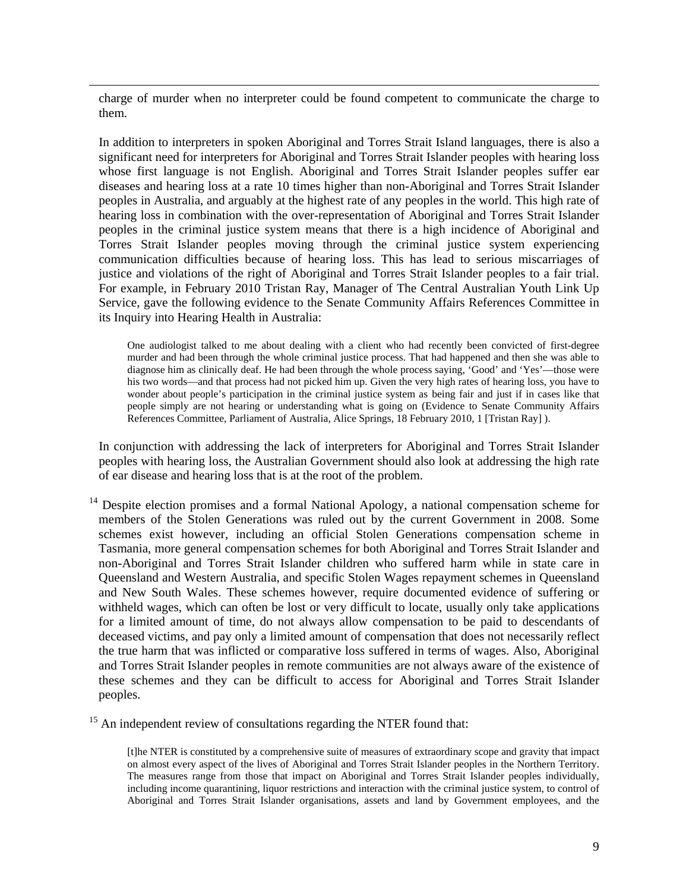charge of murder when no interpreter could be found competent to communicate the charge to them.

In addition to interpreters in spoken Aboriginal and Torres Strait Island languages, there is also a significant need for interpreters for Aboriginal and Torres Strait Islander peoples with hearing loss whose first language is not English. Aboriginal and Torres Strait Islander peoples suffer ear diseases and hearing loss at a rate 10 times higher than non-Aboriginal and Torres Strait Islander peoples in Australia, and arguably at the highest rate of any peoples in the world. This high rate of hearing loss in combination with the over-representation of Aboriginal and Torres Strait Islander peoples in the criminal justice system means that there is a high incidence of Aboriginal and Torres Strait Islander peoples moving through the criminal justice system experiencing communication difficulties because of hearing loss. This has lead to serious miscarriages of justice and violations of the right of Aboriginal and Torres Strait Islander peoples to a fair trial. For example, in February 2010 Tristan Ray, Manager of The Central Australian Youth Link Up Service, gave the following evidence to the Senate Community Affairs References Committee in its Inquiry into Hearing Health in Australia:

> One audiologist talked to me about dealing with a client who had recently been convicted of first-degree murder and had been through the whole criminal justice process. That had happened and then she was able to diagnose him as clinically deaf. He had been through the whole process saying, 'Good' and 'Yes'—those were his two words—and that process had not picked him up. Given the very high rates of hearing loss, you have to wonder about people's participation in the criminal justice system as being fair and just if in cases like that people simply are not hearing or understanding what is going on (Evidence to Senate Community Affairs References Committee, Parliament of Australia, Alice Springs, 18 February 2010, 1 [Tristan Ray] ).

In conjunction with addressing the lack of interpreters for Aboriginal and Torres Strait Islander peoples with hearing loss, the Australian Government should also look at addressing the high rate of ear disease and hearing loss that is at the root of the problem.

[14] Despite election promises and a formal National Apology, a national compensation scheme for members of the Stolen Generations was ruled out by the current Government in 2008. Some schemes exist however, including an official Stolen Generations compensation scheme in Tasmania, more general compensation schemes for both Aboriginal and Torres Strait Islander and non-Aboriginal and Torres Strait Islander children who suffered harm while in state care in Queensland and Western Australia, and specific Stolen Wages repayment schemes in Queensland and New South Wales. These schemes however, require documented evidence of suffering or withheld wages, which can often be lost or very difficult to locate, usually only take applications for a limited amount of time, do not always allow compensation to be paid to descendants of deceased victims, and pay only a limited amount of compensation that does not necessarily reflect the true harm that was inflicted or comparative loss suffered in terms of wages. Also, Aboriginal and Torres Strait Islander peoples in remote communities are not always aware of the existence of these schemes and they can be difficult to access for Aboriginal and Torres Strait Islander peoples.

[15] An independent review of consultations regarding the NTER found that:

> [t]he NTER is constituted by a comprehensive suite of measures of extraordinary scope and gravity that impact on almost every aspect of the lives of Aboriginal and Torres Strait Islander peoples in the Northern Territory. The measures range from those that impact on Aboriginal and Torres Strait Islander peoples individually, including income quarantining, liquor restrictions and interaction with the criminal justice system, to control of Aboriginal and Torres Strait Islander organisations, assets and land by Government employees, and the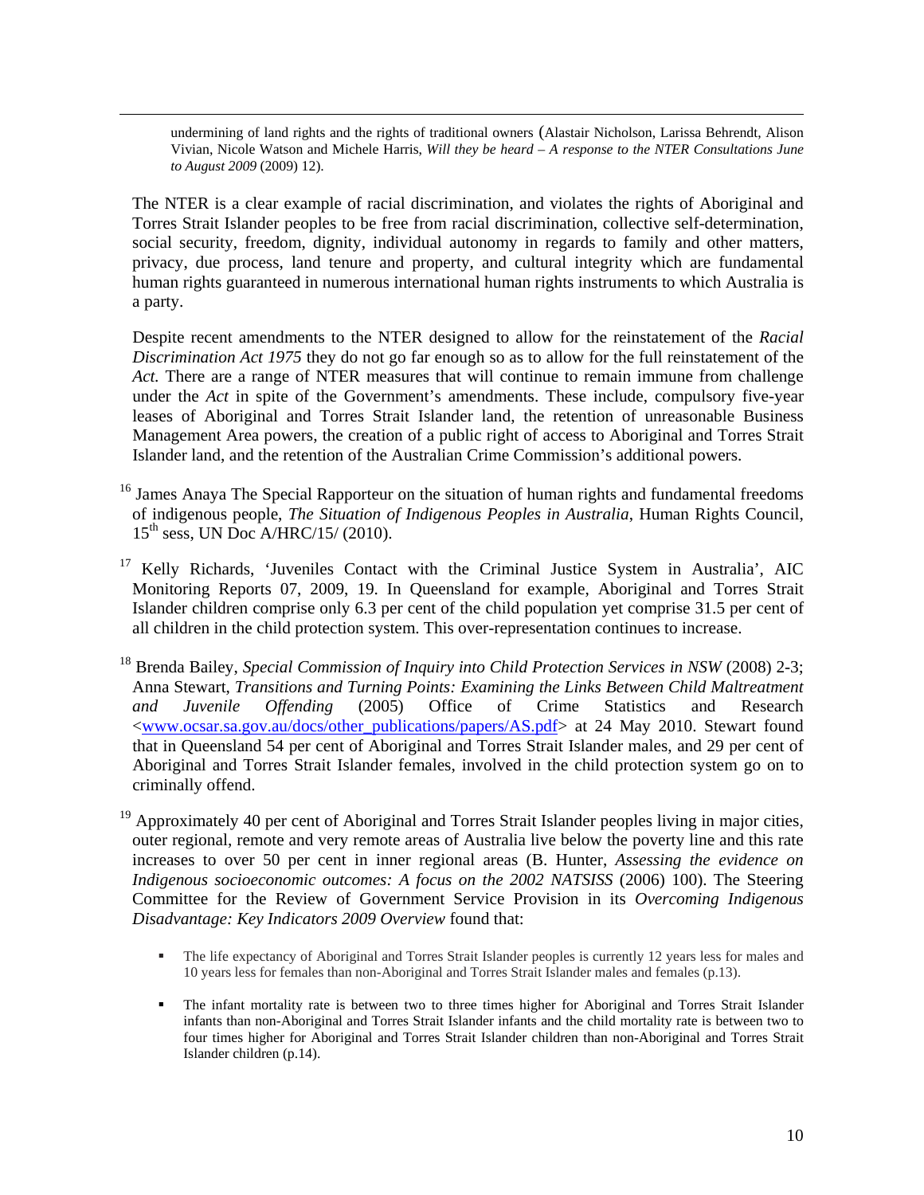undermining of land rights and the rights of traditional owners (Alastair Nicholson, Larissa Behrendt, Alison Vivian, Nicole Watson and Michele Harris, *Will they be heard – A response to the NTER Consultations June to August 2009* (2009) 12).

The NTER is a clear example of racial discrimination, and violates the rights of Aboriginal and Torres Strait Islander peoples to be free from racial discrimination, collective self-determination, social security, freedom, dignity, individual autonomy in regards to family and other matters, privacy, due process, land tenure and property, and cultural integrity which are fundamental human rights guaranteed in numerous international human rights instruments to which Australia is a party.

Despite recent amendments to the NTER designed to allow for the reinstatement of the *Racial Discrimination Act 1975* they do not go far enough so as to allow for the full reinstatement of the *Act.* There are a range of NTER measures that will continue to remain immune from challenge under the *Act* in spite of the Government's amendments. These include, compulsory five-year leases of Aboriginal and Torres Strait Islander land, the retention of unreasonable Business Management Area powers, the creation of a public right of access to Aboriginal and Torres Strait Islander land, and the retention of the Australian Crime Commission's additional powers.

[16] James Anaya The Special Rapporteur on the situation of human rights and fundamental freedoms of indigenous people, *The Situation of Indigenous Peoples in Australia*, Human Rights Council, 15th sess, UN Doc A/HRC/15/ (2010).

[17] Kelly Richards, 'Juveniles Contact with the Criminal Justice System in Australia', AIC Monitoring Reports 07, 2009, 19. In Queensland for example, Aboriginal and Torres Strait Islander children comprise only 6.3 per cent of the child population yet comprise 31.5 per cent of all children in the child protection system. This over-representation continues to increase.

[18] Brenda Bailey, *Special Commission of Inquiry into Child Protection Services in NSW* (2008) 2-3; Anna Stewart, *Transitions and Turning Points: Examining the Links Between Child Maltreatment and Juvenile Offending* (2005) Office of Crime Statistics and Research <www.ocsar.sa.gov.au/docs/other_publications/papers/AS.pdf> at 24 May 2010. Stewart found that in Queensland 54 per cent of Aboriginal and Torres Strait Islander males, and 29 per cent of Aboriginal and Torres Strait Islander females, involved in the child protection system go on to criminally offend.

[19] Approximately 40 per cent of Aboriginal and Torres Strait Islander peoples living in major cities, outer regional, remote and very remote areas of Australia live below the poverty line and this rate increases to over 50 per cent in inner regional areas (B. Hunter, *Assessing the evidence on Indigenous socioeconomic outcomes: A focus on the 2002 NATSISS* (2006) 100). The Steering Committee for the Review of Government Service Provision in its *Overcoming Indigenous Disadvantage: Key Indicators 2009 Overview* found that:

- The life expectancy of Aboriginal and Torres Strait Islander peoples is currently 12 years less for males and 10 years less for females than non-Aboriginal and Torres Strait Islander males and females (p.13).
- The infant mortality rate is between two to three times higher for Aboriginal and Torres Strait Islander infants than non-Aboriginal and Torres Strait Islander infants and the child mortality rate is between two to four times higher for Aboriginal and Torres Strait Islander children than non-Aboriginal and Torres Strait Islander children (p.14).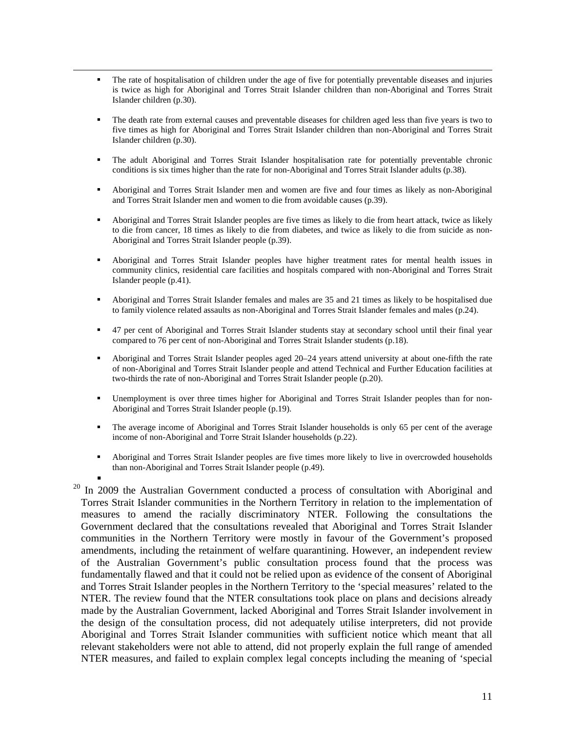- The rate of hospitalisation of children under the age of five for potentially preventable diseases and injuries is twice as high for Aboriginal and Torres Strait Islander children than non-Aboriginal and Torres Strait Islander children (p.30).
- The death rate from external causes and preventable diseases for children aged less than five years is two to five times as high for Aboriginal and Torres Strait Islander children than non-Aboriginal and Torres Strait Islander children (p.30).
- The adult Aboriginal and Torres Strait Islander hospitalisation rate for potentially preventable chronic conditions is six times higher than the rate for non-Aboriginal and Torres Strait Islander adults (p.38).
- Aboriginal and Torres Strait Islander men and women are five and four times as likely as non-Aboriginal and Torres Strait Islander men and women to die from avoidable causes (p.39).
- Aboriginal and Torres Strait Islander peoples are five times as likely to die from heart attack, twice as likely to die from cancer, 18 times as likely to die from diabetes, and twice as likely to die from suicide as non-Aboriginal and Torres Strait Islander people (p.39).
- Aboriginal and Torres Strait Islander peoples have higher treatment rates for mental health issues in community clinics, residential care facilities and hospitals compared with non-Aboriginal and Torres Strait Islander people (p.41).
- Aboriginal and Torres Strait Islander females and males are 35 and 21 times as likely to be hospitalised due to family violence related assaults as non-Aboriginal and Torres Strait Islander females and males (p.24).
- 47 per cent of Aboriginal and Torres Strait Islander students stay at secondary school until their final year compared to 76 per cent of non-Aboriginal and Torres Strait Islander students (p.18).
- Aboriginal and Torres Strait Islander peoples aged 20–24 years attend university at about one-fifth the rate of non-Aboriginal and Torres Strait Islander people and attend Technical and Further Education facilities at two-thirds the rate of non-Aboriginal and Torres Strait Islander people (p.20).
- Unemployment is over three times higher for Aboriginal and Torres Strait Islander peoples than for non-Aboriginal and Torres Strait Islander people (p.19).
- The average income of Aboriginal and Torres Strait Islander households is only 65 per cent of the average income of non-Aboriginal and Torre Strait Islander households (p.22).
- Aboriginal and Torres Strait Islander peoples are five times more likely to live in overcrowded households than non-Aboriginal and Torres Strait Islander people (p.49).

[20] In 2009 the Australian Government conducted a process of consultation with Aboriginal and Torres Strait Islander communities in the Northern Territory in relation to the implementation of measures to amend the racially discriminatory NTER. Following the consultations the Government declared that the consultations revealed that Aboriginal and Torres Strait Islander communities in the Northern Territory were mostly in favour of the Government's proposed amendments, including the retainment of welfare quarantining. However, an independent review of the Australian Government's public consultation process found that the process was fundamentally flawed and that it could not be relied upon as evidence of the consent of Aboriginal and Torres Strait Islander peoples in the Northern Territory to the 'special measures' related to the NTER. The review found that the NTER consultations took place on plans and decisions already made by the Australian Government, lacked Aboriginal and Torres Strait Islander involvement in the design of the consultation process, did not adequately utilise interpreters, did not provide Aboriginal and Torres Strait Islander communities with sufficient notice which meant that all relevant stakeholders were not able to attend, did not properly explain the full range of amended NTER measures, and failed to explain complex legal concepts including the meaning of 'special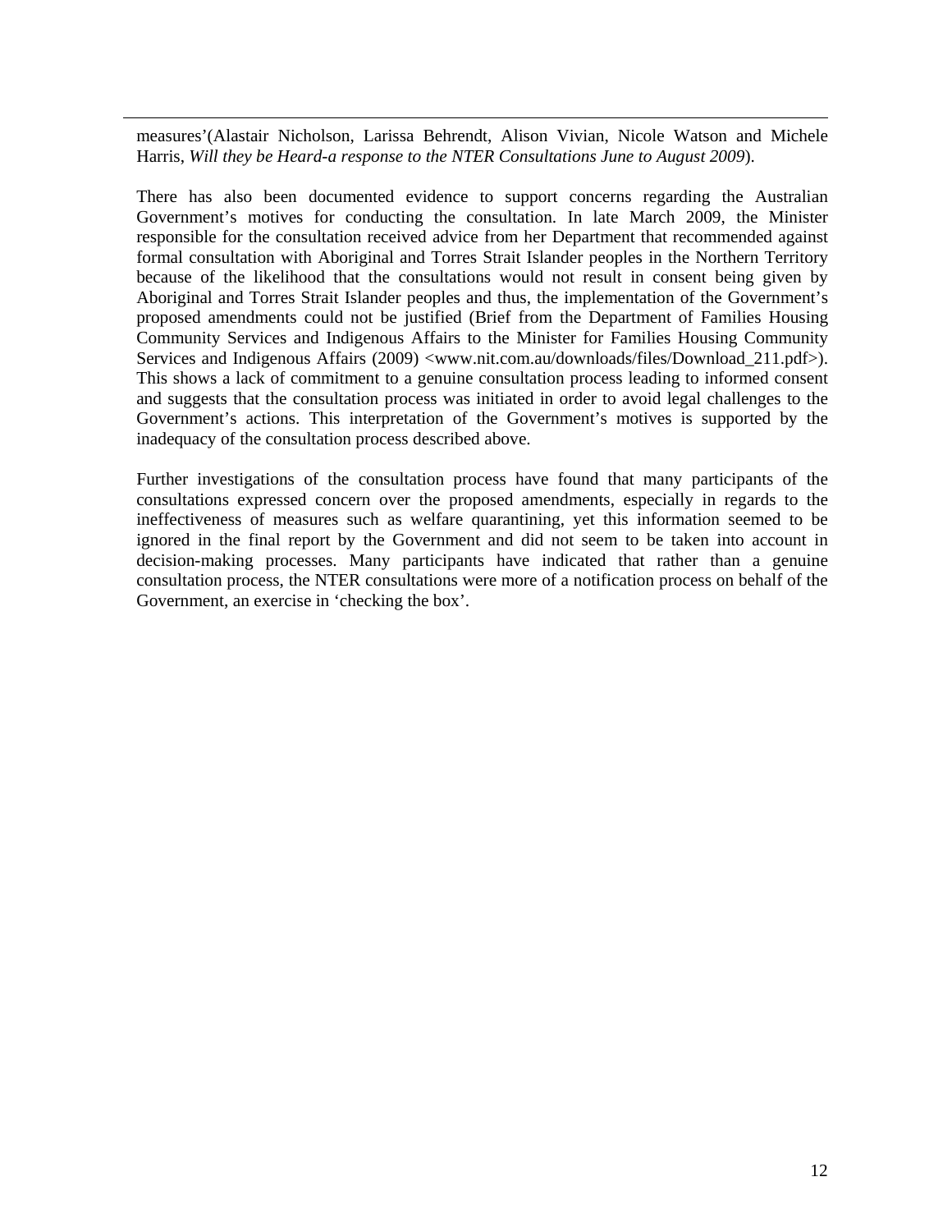measures'(Alastair Nicholson, Larissa Behrendt, Alison Vivian, Nicole Watson and Michele Harris, *Will they be Heard-a response to the NTER Consultations June to August 2009*).

There has also been documented evidence to support concerns regarding the Australian Government's motives for conducting the consultation. In late March 2009, the Minister responsible for the consultation received advice from her Department that recommended against formal consultation with Aboriginal and Torres Strait Islander peoples in the Northern Territory because of the likelihood that the consultations would not result in consent being given by Aboriginal and Torres Strait Islander peoples and thus, the implementation of the Government's proposed amendments could not be justified (Brief from the Department of Families Housing Community Services and Indigenous Affairs to the Minister for Families Housing Community Services and Indigenous Affairs (2009) <www.nit.com.au/downloads/files/Download_211.pdf>). This shows a lack of commitment to a genuine consultation process leading to informed consent and suggests that the consultation process was initiated in order to avoid legal challenges to the Government's actions. This interpretation of the Government's motives is supported by the inadequacy of the consultation process described above.

Further investigations of the consultation process have found that many participants of the consultations expressed concern over the proposed amendments, especially in regards to the ineffectiveness of measures such as welfare quarantining, yet this information seemed to be ignored in the final report by the Government and did not seem to be taken into account in decision-making processes. Many participants have indicated that rather than a genuine consultation process, the NTER consultations were more of a notification process on behalf of the Government, an exercise in 'checking the box'.